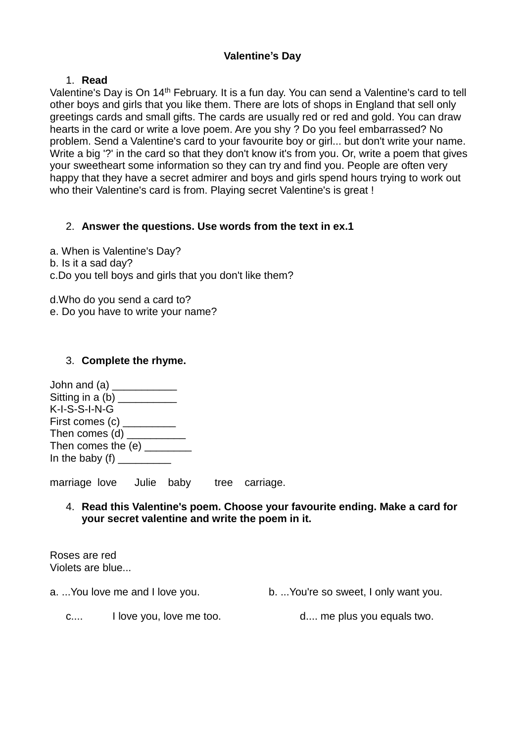# Valentine’s Day

1. **Read**

Valentine's Day is On 14th February. It is a fun day. You can send a Valentine's card to tell other boys and girls that you like them. There are lots of shops in England that sell only greetings cards and small gifts. The cards are usually red or red and gold. You can draw hearts in the card or write a love poem. Are you shy ? Do you feel embarrassed? No problem. Send a Valentine's card to your favourite boy or girl... but don't write your name. Write a big '?' in the card so that they don't know it's from you. Or, write a poem that gives your sweetheart some information so they can try and find you. People are often very happy that they have a secret admirer and boys and girls spend hours trying to work out who their Valentine's card is from. Playing secret Valentine's is great !

2. **Answer the questions. Use words from the text in ex.1**

a. When is Valentine's Day?
b. Is it a sad day?
c.Do you tell boys and girls that you don't like them?

d.Who do you send a card to?
e. Do you have to write your name?

3. **Complete the rhyme.**

John and (a) ___________
Sitting in a (b) __________
K-I-S-S-I-N-G
First comes (c) _________
Then comes (d) __________
Then comes the (e) ________
In the baby (f) _________

marriage love Julie baby tree carriage.

4. **Read this Valentine's poem. Choose your favourite ending. Make a card for your secret valentine and write the poem in it.**

Roses are red
Violets are blue...

a. ...You love me and I love you.
b. ...You're so sweet, I only want you.
c.... I love you, love me too.
d.... me plus you equals two.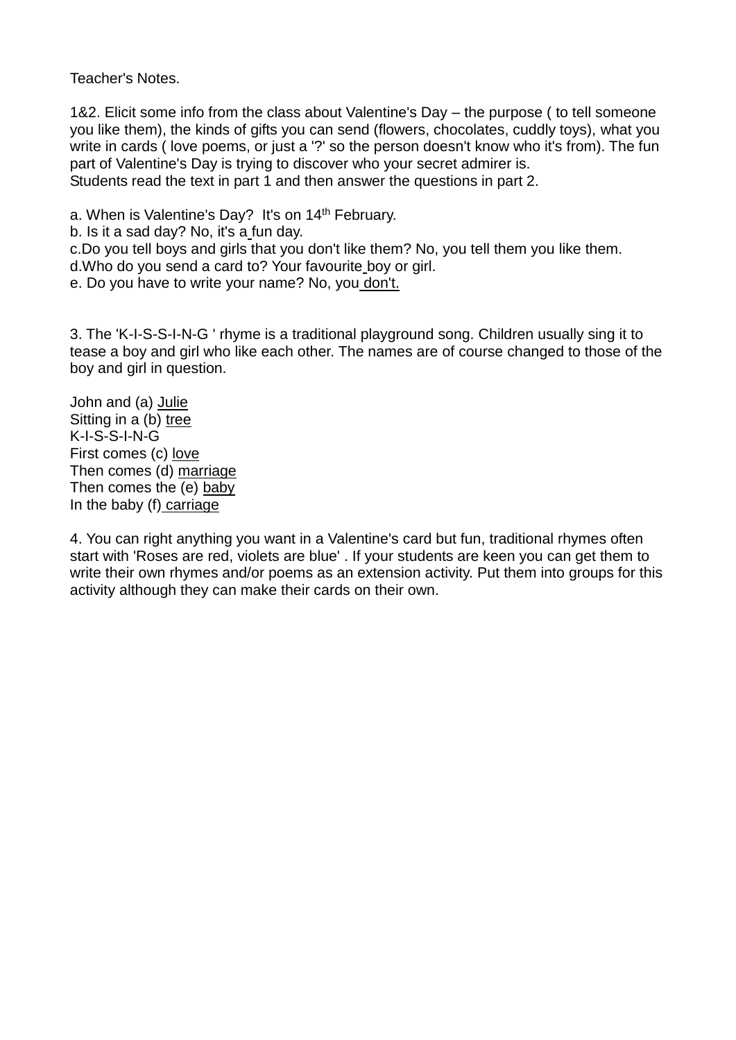Teacher's Notes.

1&2. Elicit some info from the class about Valentine's Day – the purpose ( to tell someone you like them), the kinds of gifts you can send (flowers, chocolates, cuddly toys), what you write in cards ( love poems, or just a '?' so the person doesn't know who it's from). The fun part of Valentine's Day is trying to discover who your secret admirer is.
Students read the text in part 1 and then answer the questions in part 2.

a. When is Valentine's Day? It's on 14th February.
b. Is it a sad day? No, it's a fun day.
c.Do you tell boys and girls that you don't like them? No, you tell them you like them.
d.Who do you send a card to? Your favourite boy or girl.
e. Do you have to write your name? No, you <u>don't.</u>

3. The 'K-I-S-S-I-N-G ' rhyme is a traditional playground song. Children usually sing it to tease a boy and girl who like each other. The names are of course changed to those of the boy and girl in question.

John and (a) <u>Julie</u>
Sitting in a (b) <u>tree</u>
K-I-S-S-I-N-G
First comes (c) <u>love</u>
Then comes (d) <u>marriage</u>
Then comes the (e) <u>baby</u>
In the baby (f) <u>carriage</u>

4. You can right anything you want in a Valentine's card but fun, traditional rhymes often start with 'Roses are red, violets are blue' . If your students are keen you can get them to write their own rhymes and/or poems as an extension activity. Put them into groups for this activity although they can make their cards on their own.